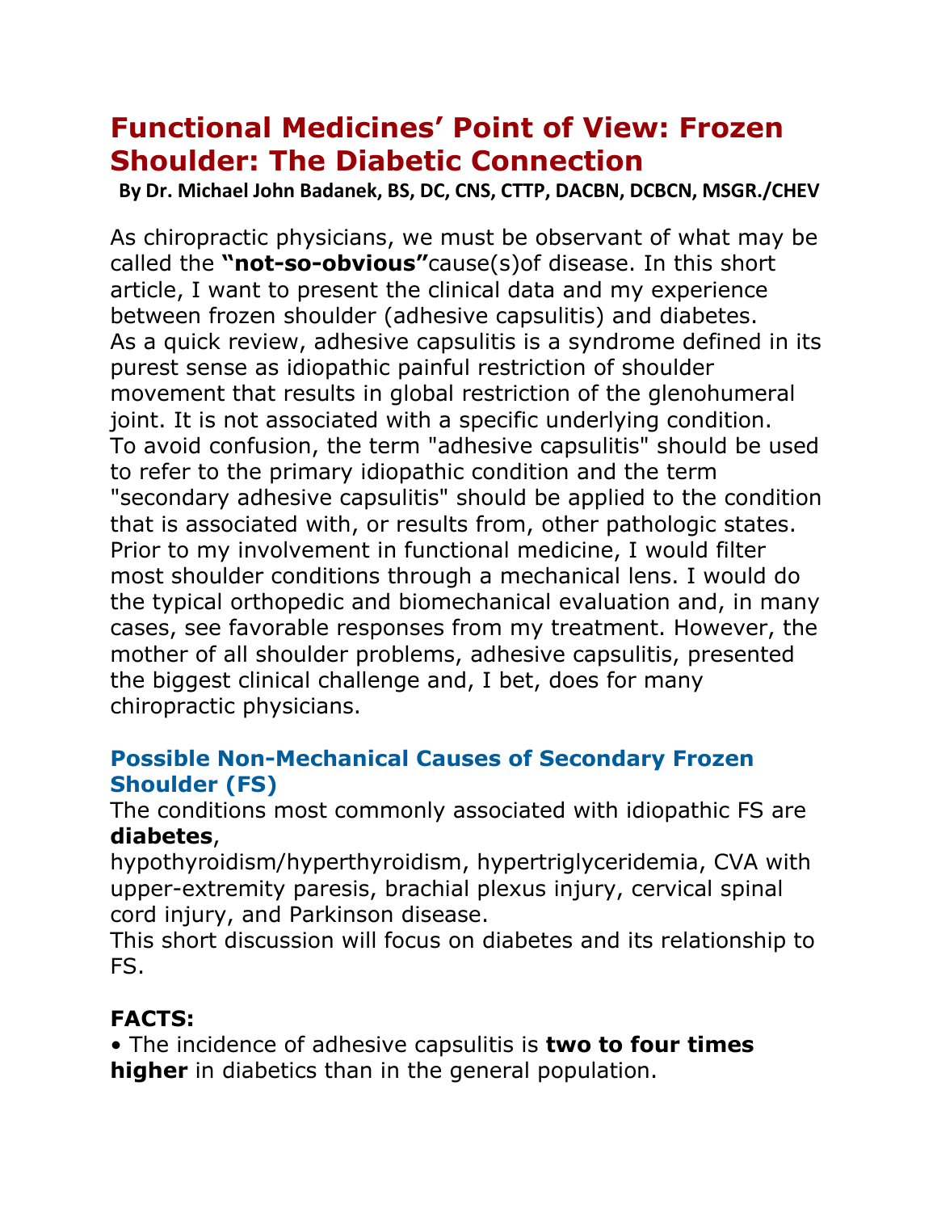# Functional Medicines' Point of View: Frozen Shoulder: The Diabetic Connection

**By Dr. Michael John Badanek, BS, DC, CNS, CTTP, DACBN, DCBCN, MSGR./CHEV**

As chiropractic physicians, we must be observant of what may be called the **"not-so-obvious"**cause(s)of disease. In this short article, I want to present the clinical data and my experience between frozen shoulder (adhesive capsulitis) and diabetes.
As a quick review, adhesive capsulitis is a syndrome defined in its purest sense as idiopathic painful restriction of shoulder movement that results in global restriction of the glenohumeral joint. It is not associated with a specific underlying condition.
To avoid confusion, the term "adhesive capsulitis" should be used to refer to the primary idiopathic condition and the term "secondary adhesive capsulitis" should be applied to the condition that is associated with, or results from, other pathologic states.
Prior to my involvement in functional medicine, I would filter most shoulder conditions through a mechanical lens. I would do the typical orthopedic and biomechanical evaluation and, in many cases, see favorable responses from my treatment. However, the mother of all shoulder problems, adhesive capsulitis, presented the biggest clinical challenge and, I bet, does for many chiropractic physicians.

## Possible Non-Mechanical Causes of Secondary Frozen Shoulder (FS)

The conditions most commonly associated with idiopathic FS are **diabetes**,
hypothyroidism/hyperthyroidism, hypertriglyceridemia, CVA with upper-extremity paresis, brachial plexus injury, cervical spinal cord injury, and Parkinson disease.
This short discussion will focus on diabetes and its relationship to FS.

**FACTS:**

- The incidence of adhesive capsulitis is **two to four times higher** in diabetics than in the general population.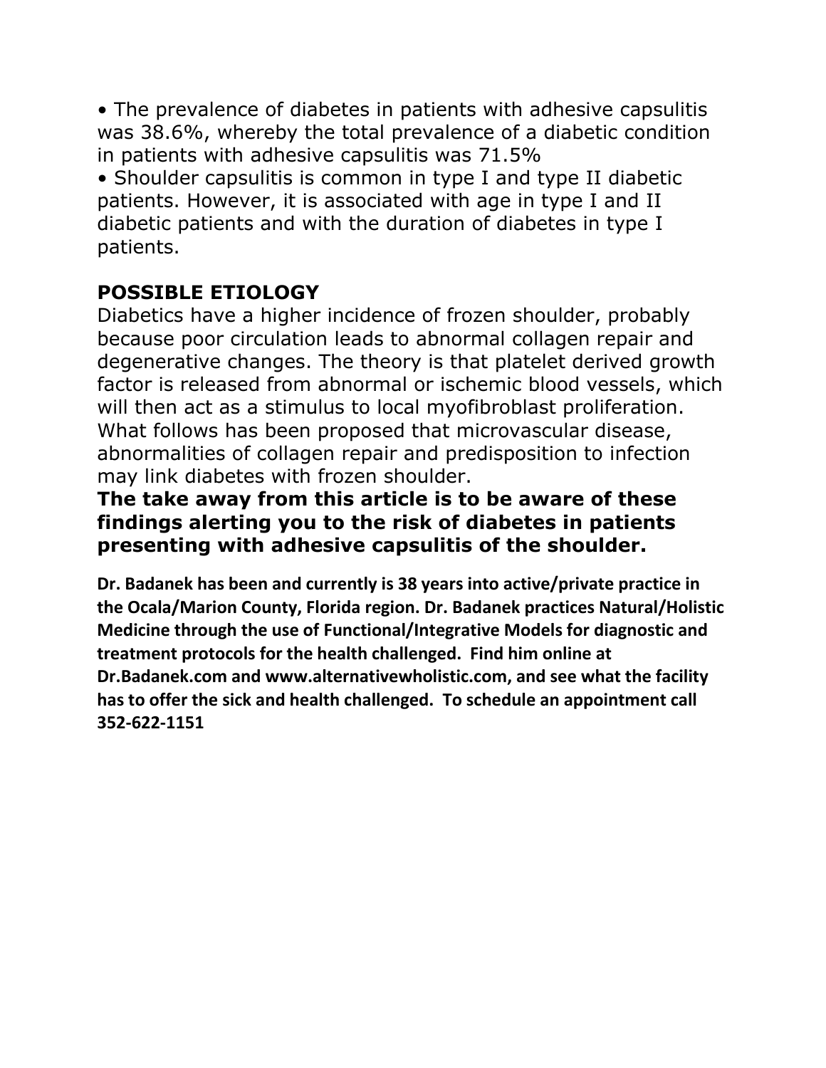- The prevalence of diabetes in patients with adhesive capsulitis was 38.6%, whereby the total prevalence of a diabetic condition in patients with adhesive capsulitis was 71.5%
- Shoulder capsulitis is common in type I and type II diabetic patients. However, it is associated with age in type I and II diabetic patients and with the duration of diabetes in type I patients.

## POSSIBLE ETIOLOGY

Diabetics have a higher incidence of frozen shoulder, probably because poor circulation leads to abnormal collagen repair and degenerative changes. The theory is that platelet derived growth factor is released from abnormal or ischemic blood vessels, which will then act as a stimulus to local myofibroblast proliferation. What follows has been proposed that microvascular disease, abnormalities of collagen repair and predisposition to infection may link diabetes with frozen shoulder.

**The take away from this article is to be aware of these findings alerting you to the risk of diabetes in patients presenting with adhesive capsulitis of the shoulder.**

**Dr. Badanek has been and currently is 38 years into active/private practice in the Ocala/Marion County, Florida region. Dr. Badanek practices Natural/Holistic Medicine through the use of Functional/Integrative Models for diagnostic and treatment protocols for the health challenged. Find him online at Dr.Badanek.com and www.alternativewholistic.com, and see what the facility has to offer the sick and health challenged. To schedule an appointment call 352-622-1151**